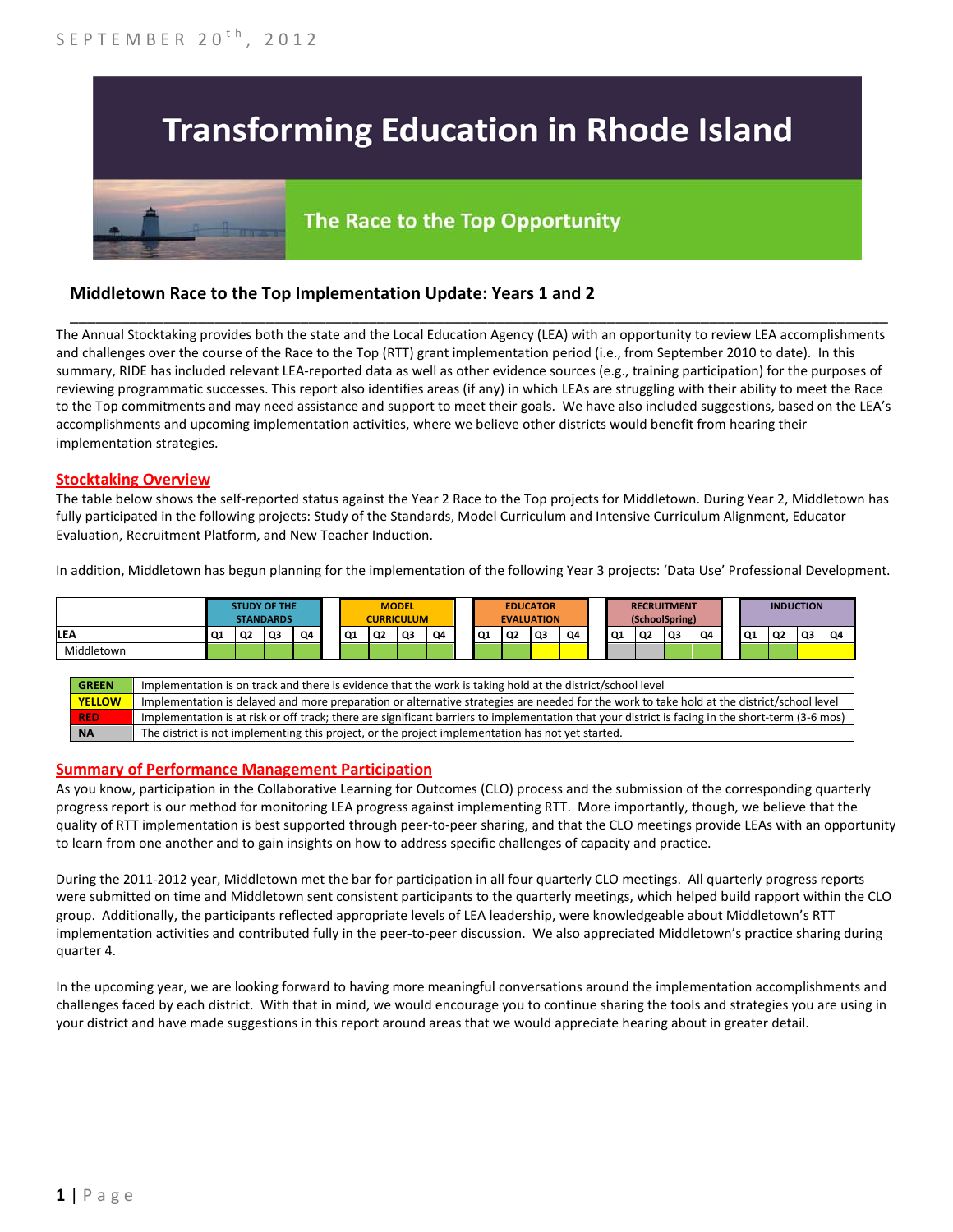SEPTEMBER 20th, 2012

# Transforming Education in Rhode Island

## The Race to the Top Opportunity

### Middletown Race to the Top Implementation Update: Years 1 and 2

The Annual Stocktaking provides both the state and the Local Education Agency (LEA) with an opportunity to review LEA accomplishments and challenges over the course of the Race to the Top (RTT) grant implementation period (i.e., from September 2010 to date). In this summary, RIDE has included relevant LEA-reported data as well as other evidence sources (e.g., training participation) for the purposes of reviewing programmatic successes. This report also identifies areas (if any) in which LEAs are struggling with their ability to meet the Race to the Top commitments and may need assistance and support to meet their goals. We have also included suggestions, based on the LEA's accomplishments and upcoming implementation activities, where we believe other districts would benefit from hearing their implementation strategies.

#### Stocktaking Overview

The table below shows the self-reported status against the Year 2 Race to the Top projects for Middletown. During Year 2, Middletown has fully participated in the following projects: Study of the Standards, Model Curriculum and Intensive Curriculum Alignment, Educator Evaluation, Recruitment Platform, and New Teacher Induction.

In addition, Middletown has begun planning for the implementation of the following Year 3 projects: 'Data Use' Professional Development.

| | STUDY OF THE STANDARDS | | | | MODEL CURRICULUM | | | | EDUCATOR EVALUATION | | | | RECRUITMENT (SchoolSpring) | | | | INDUCTION | | | |
|---|---|---|---|---|---|---|---|---|---|---|---|---|---|---|---|---|---|---|---|---|
| LEA | Q1 | Q2 | Q3 | Q4 | Q1 | Q2 | Q3 | Q4 | Q1 | Q2 | Q3 | Q4 | Q1 | Q2 | Q3 | Q4 | Q1 | Q2 | Q3 | Q4 |
| Middletown | GREEN | GREEN | GREEN | GREEN | GREEN | GREEN | GREEN | GREEN | GREEN | GREEN | YELLOW | YELLOW | NA | NA | GREEN | GREEN | GREEN | GREEN | YELLOW | YELLOW |

| | |
|---|---|
| GREEN | Implementation is on track and there is evidence that the work is taking hold at the district/school level |
| YELLOW | Implementation is delayed and more preparation or alternative strategies are needed for the work to take hold at the district/school level |
| RED | Implementation is at risk or off track; there are significant barriers to implementation that your district is facing in the short-term (3-6 mos) |
| NA | The district is not implementing this project, or the project implementation has not yet started. |

#### Summary of Performance Management Participation

As you know, participation in the Collaborative Learning for Outcomes (CLO) process and the submission of the corresponding quarterly progress report is our method for monitoring LEA progress against implementing RTT. More importantly, though, we believe that the quality of RTT implementation is best supported through peer-to-peer sharing, and that the CLO meetings provide LEAs with an opportunity to learn from one another and to gain insights on how to address specific challenges of capacity and practice.

During the 2011-2012 year, Middletown met the bar for participation in all four quarterly CLO meetings. All quarterly progress reports were submitted on time and Middletown sent consistent participants to the quarterly meetings, which helped build rapport within the CLO group. Additionally, the participants reflected appropriate levels of LEA leadership, were knowledgeable about Middletown's RTT implementation activities and contributed fully in the peer-to-peer discussion. We also appreciated Middletown's practice sharing during quarter 4.

In the upcoming year, we are looking forward to having more meaningful conversations around the implementation accomplishments and challenges faced by each district. With that in mind, we would encourage you to continue sharing the tools and strategies you are using in your district and have made suggestions in this report around areas that we would appreciate hearing about in greater detail.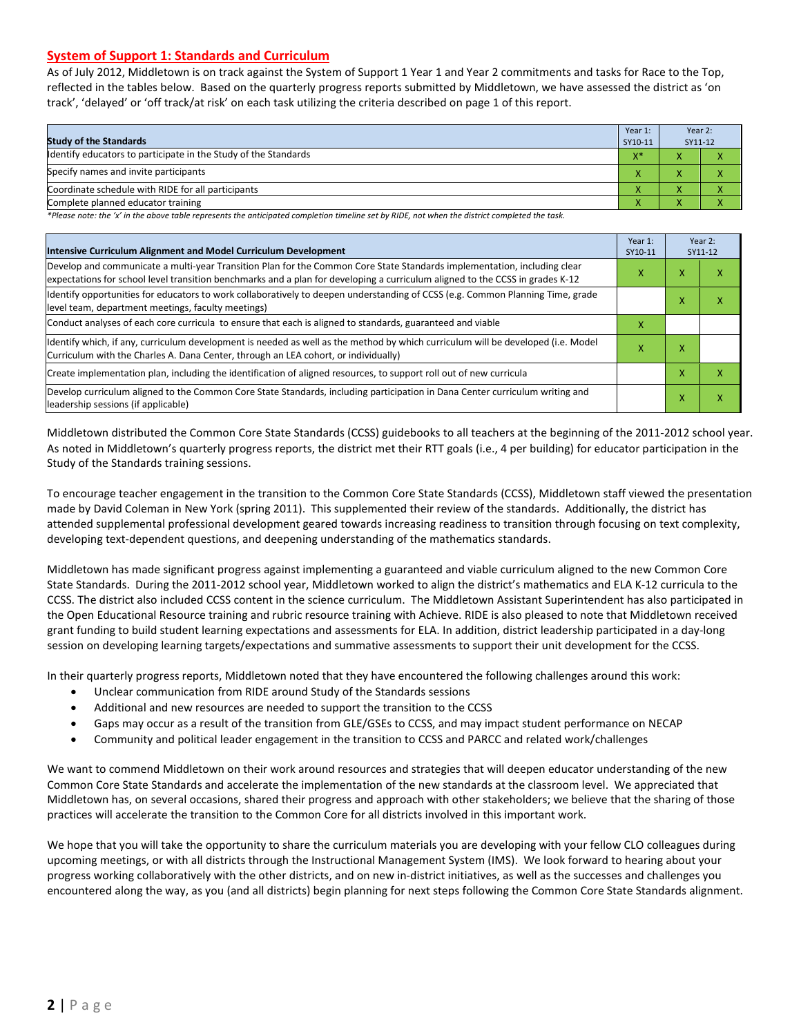## System of Support 1: Standards and Curriculum

As of July 2012, Middletown is on track against the System of Support 1 Year 1 and Year 2 commitments and tasks for Race to the Top, reflected in the tables below. Based on the quarterly progress reports submitted by Middletown, we have assessed the district as 'on track', 'delayed' or 'off track/at risk' on each task utilizing the criteria described on page 1 of this report.

| Study of the Standards | Year 1: SY10-11 | Year 2: SY11-12 | |
|---|---|---|---|
| Identify educators to participate in the Study of the Standards | X* | X | X |
| Specify names and invite participants | X | X | X |
| Coordinate schedule with RIDE for all participants | X | X | X |
| Complete planned educator training | X | X | X |

*Please note: the 'x' in the above table represents the anticipated completion timeline set by RIDE, not when the district completed the task.*

| Intensive Curriculum Alignment and Model Curriculum Development | Year 1: SY10-11 | Year 2: SY11-12 | |
|---|---|---|---|
| Develop and communicate a multi-year Transition Plan for the Common Core State Standards implementation, including clear expectations for school level transition benchmarks and a plan for developing a curriculum aligned to the CCSS in grades K-12 | X | X | X |
| Identify opportunities for educators to work collaboratively to deepen understanding of CCSS (e.g. Common Planning Time, grade level team, department meetings, faculty meetings) | | X | X |
| Conduct analyses of each core curricula to ensure that each is aligned to standards, guaranteed and viable | X | | |
| Identify which, if any, curriculum development is needed as well as the method by which curriculum will be developed (i.e. Model Curriculum with the Charles A. Dana Center, through an LEA cohort, or individually) | X | X | |
| Create implementation plan, including the identification of aligned resources, to support roll out of new curricula | | X | X |
| Develop curriculum aligned to the Common Core State Standards, including participation in Dana Center curriculum writing and leadership sessions (if applicable) | | X | X |

Middletown distributed the Common Core State Standards (CCSS) guidebooks to all teachers at the beginning of the 2011-2012 school year. As noted in Middletown's quarterly progress reports, the district met their RTT goals (i.e., 4 per building) for educator participation in the Study of the Standards training sessions.

To encourage teacher engagement in the transition to the Common Core State Standards (CCSS), Middletown staff viewed the presentation made by David Coleman in New York (spring 2011). This supplemented their review of the standards. Additionally, the district has attended supplemental professional development geared towards increasing readiness to transition through focusing on text complexity, developing text-dependent questions, and deepening understanding of the mathematics standards.

Middletown has made significant progress against implementing a guaranteed and viable curriculum aligned to the new Common Core State Standards. During the 2011-2012 school year, Middletown worked to align the district's mathematics and ELA K-12 curricula to the CCSS. The district also included CCSS content in the science curriculum. The Middletown Assistant Superintendent has also participated in the Open Educational Resource training and rubric resource training with Achieve. RIDE is also pleased to note that Middletown received grant funding to build student learning expectations and assessments for ELA. In addition, district leadership participated in a day-long session on developing learning targets/expectations and summative assessments to support their unit development for the CCSS.

In their quarterly progress reports, Middletown noted that they have encountered the following challenges around this work:

- Unclear communication from RIDE around Study of the Standards sessions
- Additional and new resources are needed to support the transition to the CCSS
- Gaps may occur as a result of the transition from GLE/GSEs to CCSS, and may impact student performance on NECAP
- Community and political leader engagement in the transition to CCSS and PARCC and related work/challenges

We want to commend Middletown on their work around resources and strategies that will deepen educator understanding of the new Common Core State Standards and accelerate the implementation of the new standards at the classroom level. We appreciated that Middletown has, on several occasions, shared their progress and approach with other stakeholders; we believe that the sharing of those practices will accelerate the transition to the Common Core for all districts involved in this important work.

We hope that you will take the opportunity to share the curriculum materials you are developing with your fellow CLO colleagues during upcoming meetings, or with all districts through the Instructional Management System (IMS). We look forward to hearing about your progress working collaboratively with the other districts, and on new in-district initiatives, as well as the successes and challenges you encountered along the way, as you (and all districts) begin planning for next steps following the Common Core State Standards alignment.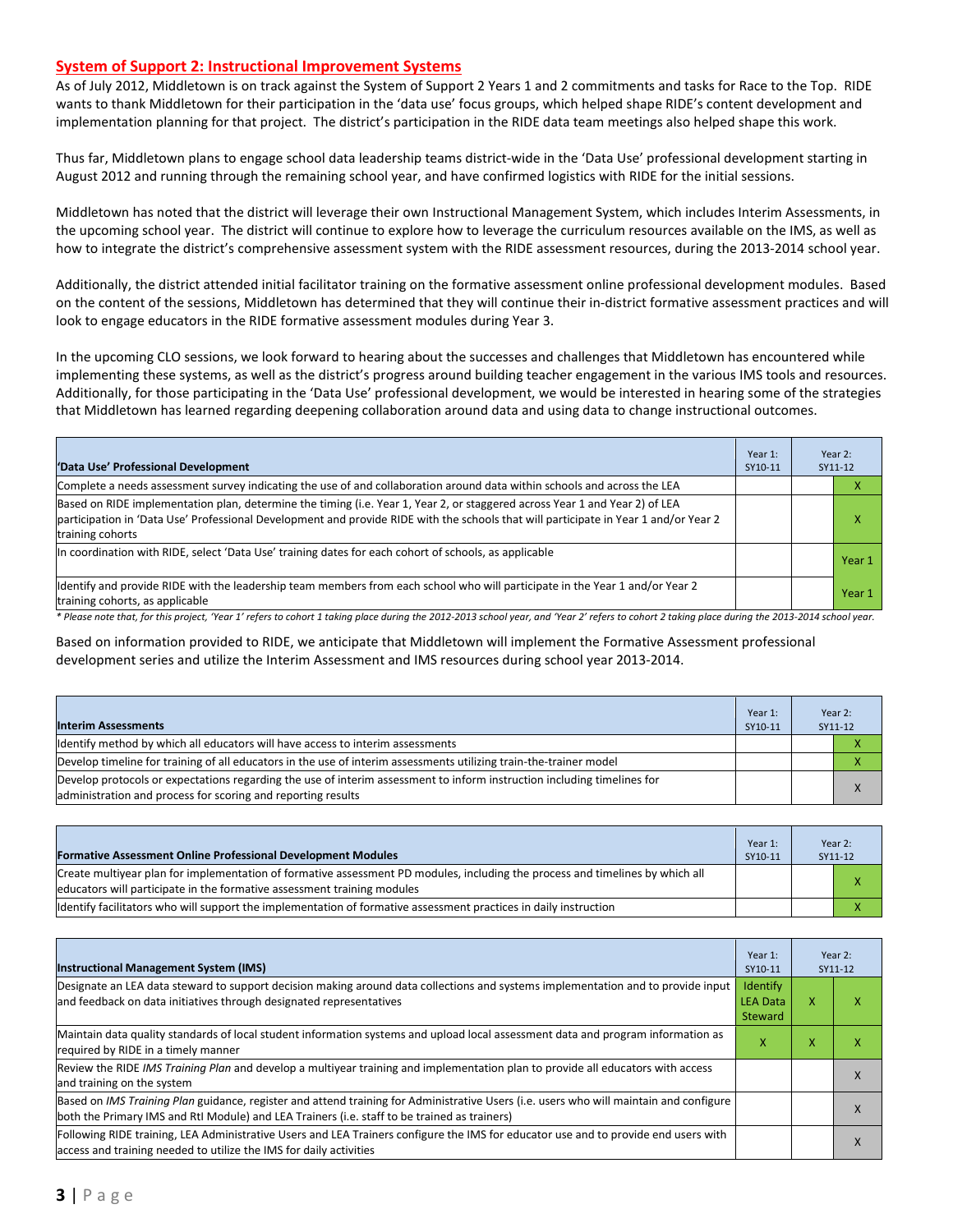## System of Support 2: Instructional Improvement Systems

As of July 2012, Middletown is on track against the System of Support 2 Years 1 and 2 commitments and tasks for Race to the Top. RIDE wants to thank Middletown for their participation in the 'data use' focus groups, which helped shape RIDE's content development and implementation planning for that project. The district's participation in the RIDE data team meetings also helped shape this work.

Thus far, Middletown plans to engage school data leadership teams district-wide in the 'Data Use' professional development starting in August 2012 and running through the remaining school year, and have confirmed logistics with RIDE for the initial sessions.

Middletown has noted that the district will leverage their own Instructional Management System, which includes Interim Assessments, in the upcoming school year. The district will continue to explore how to leverage the curriculum resources available on the IMS, as well as how to integrate the district's comprehensive assessment system with the RIDE assessment resources, during the 2013-2014 school year.

Additionally, the district attended initial facilitator training on the formative assessment online professional development modules. Based on the content of the sessions, Middletown has determined that they will continue their in-district formative assessment practices and will look to engage educators in the RIDE formative assessment modules during Year 3.

In the upcoming CLO sessions, we look forward to hearing about the successes and challenges that Middletown has encountered while implementing these systems, as well as the district's progress around building teacher engagement in the various IMS tools and resources. Additionally, for those participating in the 'Data Use' professional development, we would be interested in hearing some of the strategies that Middletown has learned regarding deepening collaboration around data and using data to change instructional outcomes.

| 'Data Use' Professional Development | Year 1: SY10-11 | Year 2: SY11-12 | |
|---|---|---|---|
| Complete a needs assessment survey indicating the use of and collaboration around data within schools and across the LEA | | | X |
| Based on RIDE implementation plan, determine the timing (i.e. Year 1, Year 2, or staggered across Year 1 and Year 2) of LEA participation in 'Data Use' Professional Development and provide RIDE with the schools that will participate in Year 1 and/or Year 2 training cohorts | | | X |
| In coordination with RIDE, select 'Data Use' training dates for each cohort of schools, as applicable | | | Year 1 |
| Identify and provide RIDE with the leadership team members from each school who will participate in the Year 1 and/or Year 2 training cohorts, as applicable | | | Year 1 |

*\* Please note that, for this project, 'Year 1' refers to cohort 1 taking place during the 2012-2013 school year, and 'Year 2' refers to cohort 2 taking place during the 2013-2014 school year.*

Based on information provided to RIDE, we anticipate that Middletown will implement the Formative Assessment professional development series and utilize the Interim Assessment and IMS resources during school year 2013-2014.

| Interim Assessments | Year 1: SY10-11 | Year 2: SY11-12 | |
|---|---|---|---|
| Identify method by which all educators will have access to interim assessments | | | X |
| Develop timeline for training of all educators in the use of interim assessments utilizing train-the-trainer model | | | X |
| Develop protocols or expectations regarding the use of interim assessment to inform instruction including timelines for administration and process for scoring and reporting results | | | X |

| Formative Assessment Online Professional Development Modules | Year 1: SY10-11 | Year 2: SY11-12 | |
|---|---|---|---|
| Create multiyear plan for implementation of formative assessment PD modules, including the process and timelines by which all educators will participate in the formative assessment training modules | | | X |
| Identify facilitators who will support the implementation of formative assessment practices in daily instruction | | | X |

| Instructional Management System (IMS) | Year 1: SY10-11 | Year 2: SY11-12 | |
|---|---|---|---|
| Designate an LEA data steward to support decision making around data collections and systems implementation and to provide input and feedback on data initiatives through designated representatives | Identify LEA Data Steward | X | X |
| Maintain data quality standards of local student information systems and upload local assessment data and program information as required by RIDE in a timely manner | X | X | X |
| Review the RIDE *IMS Training Plan* and develop a multiyear training and implementation plan to provide all educators with access and training on the system | | | X |
| Based on *IMS Training Plan* guidance, register and attend training for Administrative Users (i.e. users who will maintain and configure both the Primary IMS and RtI Module) and LEA Trainers (i.e. staff to be trained as trainers) | | | X |
| Following RIDE training, LEA Administrative Users and LEA Trainers configure the IMS for educator use and to provide end users with access and training needed to utilize the IMS for daily activities | | | X |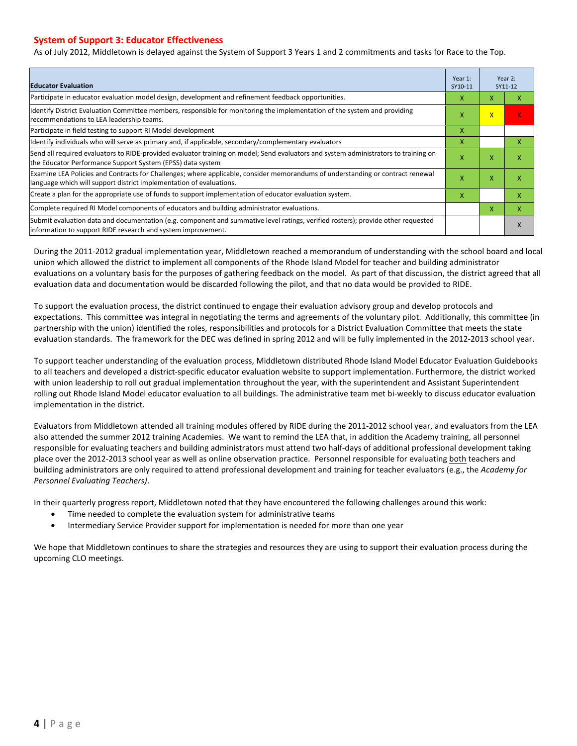## System of Support 3: Educator Effectiveness

As of July 2012, Middletown is delayed against the System of Support 3 Years 1 and 2 commitments and tasks for Race to the Top.

| Educator Evaluation | Year 1: SY10-11 | Year 2: SY11-12 | |
|---|---|---|---|
| Participate in educator evaluation model design, development and refinement feedback opportunities. | X | X | X |
| Identify District Evaluation Committee members, responsible for monitoring the implementation of the system and providing recommendations to LEA leadership teams. | X | X | X |
| Participate in field testing to support RI Model development | X | | |
| Identify individuals who will serve as primary and, if applicable, secondary/complementary evaluators | X | | X |
| Send all required evaluators to RIDE-provided evaluator training on model; Send evaluators and system administrators to training on the Educator Performance Support System (EPSS) data system | X | X | X |
| Examine LEA Policies and Contracts for Challenges; where applicable, consider memorandums of understanding or contract renewal language which will support district implementation of evaluations. | X | X | X |
| Create a plan for the appropriate use of funds to support implementation of educator evaluation system. | X | | X |
| Complete required RI Model components of educators and building administrator evaluations. | | X | X |
| Submit evaluation data and documentation (e.g. component and summative level ratings, verified rosters); provide other requested information to support RIDE research and system improvement. | | | X |

During the 2011-2012 gradual implementation year, Middletown reached a memorandum of understanding with the school board and local union which allowed the district to implement all components of the Rhode Island Model for teacher and building administrator evaluations on a voluntary basis for the purposes of gathering feedback on the model. As part of that discussion, the district agreed that all evaluation data and documentation would be discarded following the pilot, and that no data would be provided to RIDE.

To support the evaluation process, the district continued to engage their evaluation advisory group and develop protocols and expectations. This committee was integral in negotiating the terms and agreements of the voluntary pilot. Additionally, this committee (in partnership with the union) identified the roles, responsibilities and protocols for a District Evaluation Committee that meets the state evaluation standards. The framework for the DEC was defined in spring 2012 and will be fully implemented in the 2012-2013 school year.

To support teacher understanding of the evaluation process, Middletown distributed Rhode Island Model Educator Evaluation Guidebooks to all teachers and developed a district-specific educator evaluation website to support implementation. Furthermore, the district worked with union leadership to roll out gradual implementation throughout the year, with the superintendent and Assistant Superintendent rolling out Rhode Island Model educator evaluation to all buildings. The administrative team met bi-weekly to discuss educator evaluation implementation in the district.

Evaluators from Middletown attended all training modules offered by RIDE during the 2011-2012 school year, and evaluators from the LEA also attended the summer 2012 training Academies. We want to remind the LEA that, in addition the Academy training, all personnel responsible for evaluating teachers and building administrators must attend two half-days of additional professional development taking place over the 2012-2013 school year as well as online observation practice. Personnel responsible for evaluating both teachers and building administrators are only required to attend professional development and training for teacher evaluators (e.g., the *Academy for Personnel Evaluating Teachers)*.

In their quarterly progress report, Middletown noted that they have encountered the following challenges around this work:

- Time needed to complete the evaluation system for administrative teams
- Intermediary Service Provider support for implementation is needed for more than one year

We hope that Middletown continues to share the strategies and resources they are using to support their evaluation process during the upcoming CLO meetings.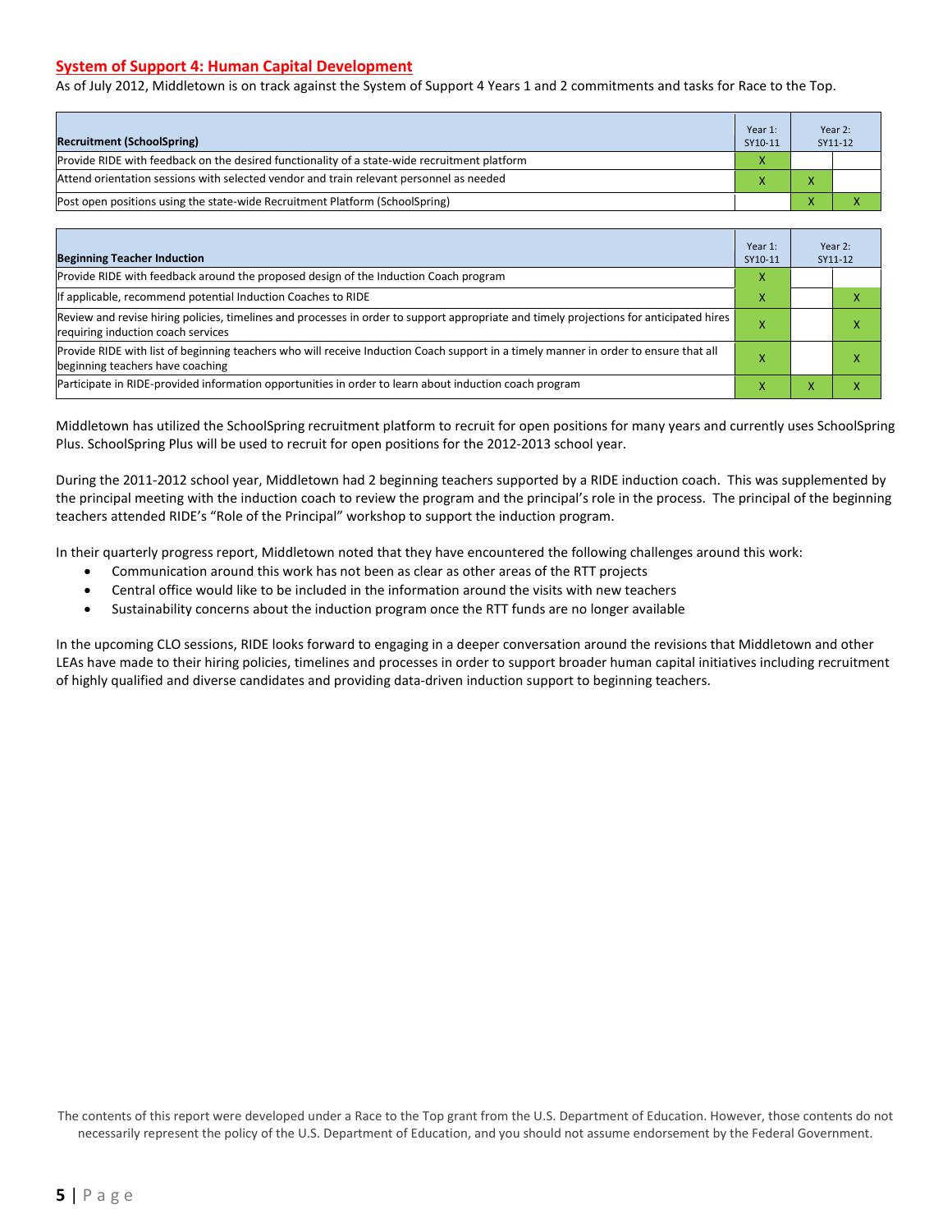## System of Support 4: Human Capital Development

As of July 2012, Middletown is on track against the System of Support 4 Years 1 and 2 commitments and tasks for Race to the Top.

| Recruitment (SchoolSpring) | Year 1: SY10-11 | Year 2: SY11-12 | |
|---|---|---|---|
| Provide RIDE with feedback on the desired functionality of a state-wide recruitment platform | X | | |
| Attend orientation sessions with selected vendor and train relevant personnel as needed | X | X | |
| Post open positions using the state-wide Recruitment Platform (SchoolSpring) | | X | X |

| Beginning Teacher Induction | Year 1: SY10-11 | Year 2: SY11-12 | |
|---|---|---|---|
| Provide RIDE with feedback around the proposed design of the Induction Coach program | X | | |
| If applicable, recommend potential Induction Coaches to RIDE | X | | X |
| Review and revise hiring policies, timelines and processes in order to support appropriate and timely projections for anticipated hires requiring induction coach services | X | | X |
| Provide RIDE with list of beginning teachers who will receive Induction Coach support in a timely manner in order to ensure that all beginning teachers have coaching | X | | X |
| Participate in RIDE-provided information opportunities in order to learn about induction coach program | X | X | X |

Middletown has utilized the SchoolSpring recruitment platform to recruit for open positions for many years and currently uses SchoolSpring Plus. SchoolSpring Plus will be used to recruit for open positions for the 2012-2013 school year.

During the 2011-2012 school year, Middletown had 2 beginning teachers supported by a RIDE induction coach. This was supplemented by the principal meeting with the induction coach to review the program and the principal's role in the process. The principal of the beginning teachers attended RIDE's "Role of the Principal" workshop to support the induction program.

In their quarterly progress report, Middletown noted that they have encountered the following challenges around this work:

- Communication around this work has not been as clear as other areas of the RTT projects
- Central office would like to be included in the information around the visits with new teachers
- Sustainability concerns about the induction program once the RTT funds are no longer available

In the upcoming CLO sessions, RIDE looks forward to engaging in a deeper conversation around the revisions that Middletown and other LEAs have made to their hiring policies, timelines and processes in order to support broader human capital initiatives including recruitment of highly qualified and diverse candidates and providing data-driven induction support to beginning teachers.

The contents of this report were developed under a Race to the Top grant from the U.S. Department of Education. However, those contents do not necessarily represent the policy of the U.S. Department of Education, and you should not assume endorsement by the Federal Government.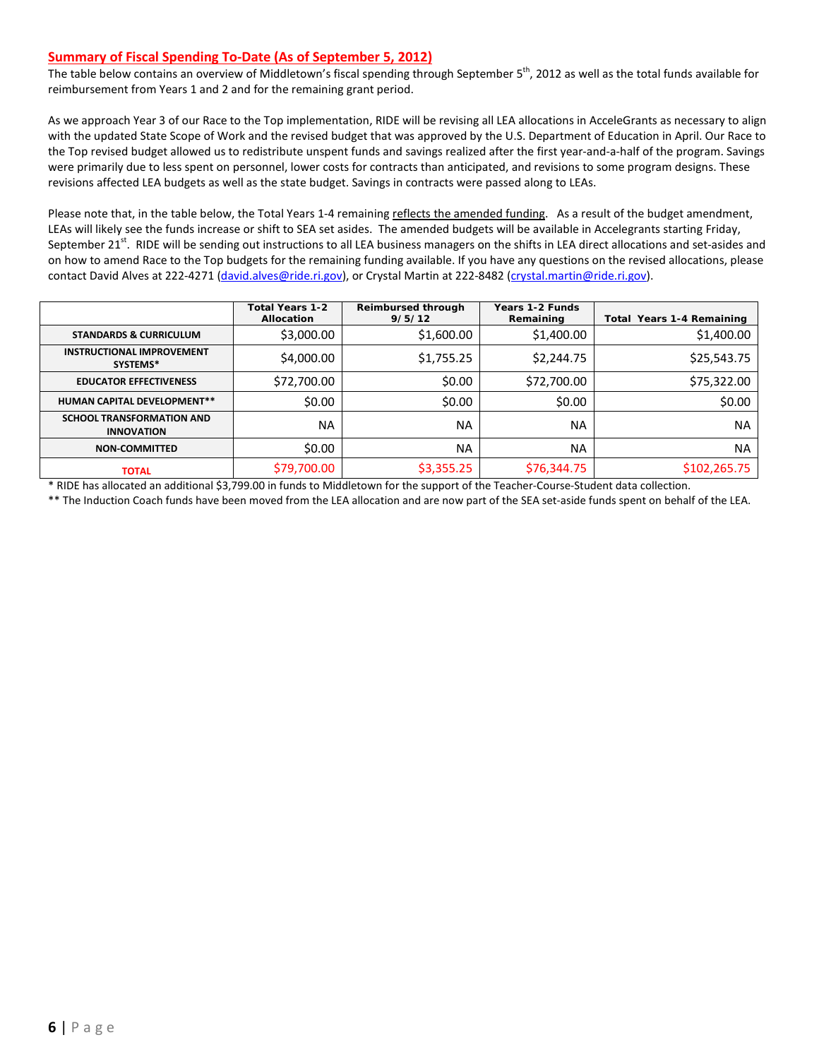## Summary of Fiscal Spending To-Date (As of September 5, 2012)

The table below contains an overview of Middletown's fiscal spending through September 5th, 2012 as well as the total funds available for reimbursement from Years 1 and 2 and for the remaining grant period.

As we approach Year 3 of our Race to the Top implementation, RIDE will be revising all LEA allocations in AcceleGrants as necessary to align with the updated State Scope of Work and the revised budget that was approved by the U.S. Department of Education in April. Our Race to the Top revised budget allowed us to redistribute unspent funds and savings realized after the first year-and-a-half of the program. Savings were primarily due to less spent on personnel, lower costs for contracts than anticipated, and revisions to some program designs. These revisions affected LEA budgets as well as the state budget. Savings in contracts were passed along to LEAs.

Please note that, in the table below, the Total Years 1-4 remaining reflects the amended funding. As a result of the budget amendment, LEAs will likely see the funds increase or shift to SEA set asides. The amended budgets will be available in Accelegrants starting Friday, September 21st. RIDE will be sending out instructions to all LEA business managers on the shifts in LEA direct allocations and set-asides and on how to amend Race to the Top budgets for the remaining funding available. If you have any questions on the revised allocations, please contact David Alves at 222-4271 (david.alves@ride.ri.gov), or Crystal Martin at 222-8482 (crystal.martin@ride.ri.gov).

| | Total Years 1-2 Allocation | Reimbursed through 9/5/12 | Years 1-2 Funds Remaining | Total Years 1-4 Remaining |
|---|---|---|---|---|
| STANDARDS & CURRICULUM | $3,000.00 | $1,600.00 | $1,400.00 | $1,400.00 |
| INSTRUCTIONAL IMPROVEMENT SYSTEMS* | $4,000.00 | $1,755.25 | $2,244.75 | $25,543.75 |
| EDUCATOR EFFECTIVENESS | $72,700.00 | $0.00 | $72,700.00 | $75,322.00 |
| HUMAN CAPITAL DEVELOPMENT** | $0.00 | $0.00 | $0.00 | $0.00 |
| SCHOOL TRANSFORMATION AND INNOVATION | NA | NA | NA | NA |
| NON-COMMITTED | $0.00 | NA | NA | NA |
| TOTAL | $79,700.00 | $3,355.25 | $76,344.75 | $102,265.75 |

* RIDE has allocated an additional $3,799.00 in funds to Middletown for the support of the Teacher-Course-Student data collection.

** The Induction Coach funds have been moved from the LEA allocation and are now part of the SEA set-aside funds spent on behalf of the LEA.